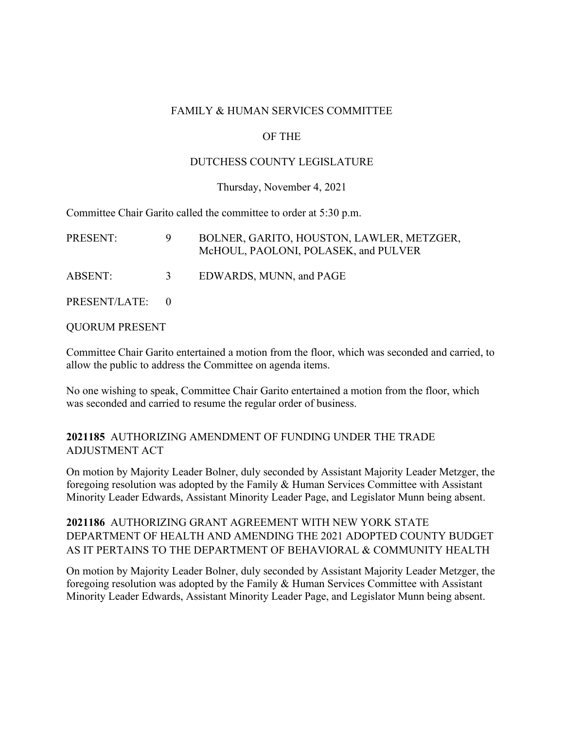FAMILY & HUMAN SERVICES COMMITTEE

OF THE

DUTCHESS COUNTY LEGISLATURE

Thursday, November 4, 2021

Committee Chair Garito called the committee to order at 5:30 p.m.

| | | |
|---|---|---|
| PRESENT: | 9 | BOLNER, GARITO, HOUSTON, LAWLER, METZGER, McHOUL, PAOLONI, POLASEK, and PULVER |
| ABSENT: | 3 | EDWARDS, MUNN, and PAGE |
| PRESENT/LATE: | 0 | |

QUORUM PRESENT

Committee Chair Garito entertained a motion from the floor, which was seconded and carried, to allow the public to address the Committee on agenda items.

No one wishing to speak, Committee Chair Garito entertained a motion from the floor, which was seconded and carried to resume the regular order of business.

**2021185** AUTHORIZING AMENDMENT OF FUNDING UNDER THE TRADE ADJUSTMENT ACT

On motion by Majority Leader Bolner, duly seconded by Assistant Majority Leader Metzger, the foregoing resolution was adopted by the Family & Human Services Committee with Assistant Minority Leader Edwards, Assistant Minority Leader Page, and Legislator Munn being absent.

**2021186** AUTHORIZING GRANT AGREEMENT WITH NEW YORK STATE DEPARTMENT OF HEALTH AND AMENDING THE 2021 ADOPTED COUNTY BUDGET AS IT PERTAINS TO THE DEPARTMENT OF BEHAVIORAL & COMMUNITY HEALTH

On motion by Majority Leader Bolner, duly seconded by Assistant Majority Leader Metzger, the foregoing resolution was adopted by the Family & Human Services Committee with Assistant Minority Leader Edwards, Assistant Minority Leader Page, and Legislator Munn being absent.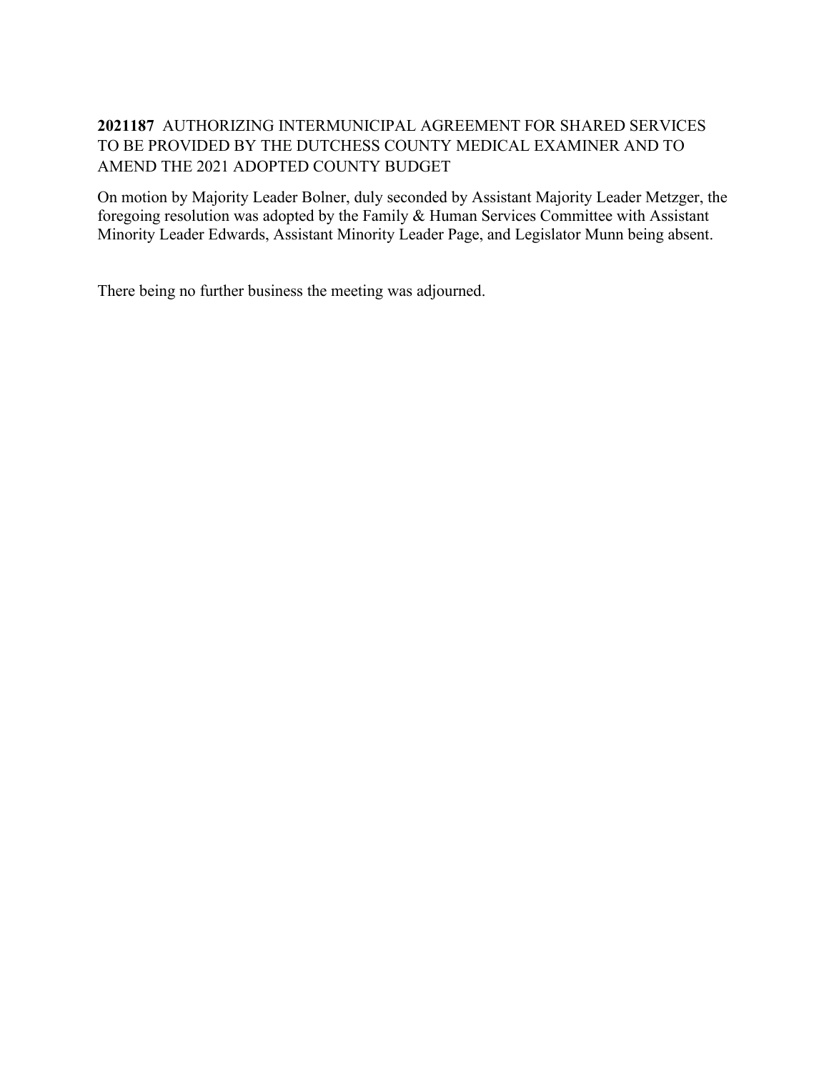**2021187** AUTHORIZING INTERMUNICIPAL AGREEMENT FOR SHARED SERVICES TO BE PROVIDED BY THE DUTCHESS COUNTY MEDICAL EXAMINER AND TO AMEND THE 2021 ADOPTED COUNTY BUDGET

On motion by Majority Leader Bolner, duly seconded by Assistant Majority Leader Metzger, the foregoing resolution was adopted by the Family & Human Services Committee with Assistant Minority Leader Edwards, Assistant Minority Leader Page, and Legislator Munn being absent.

There being no further business the meeting was adjourned.